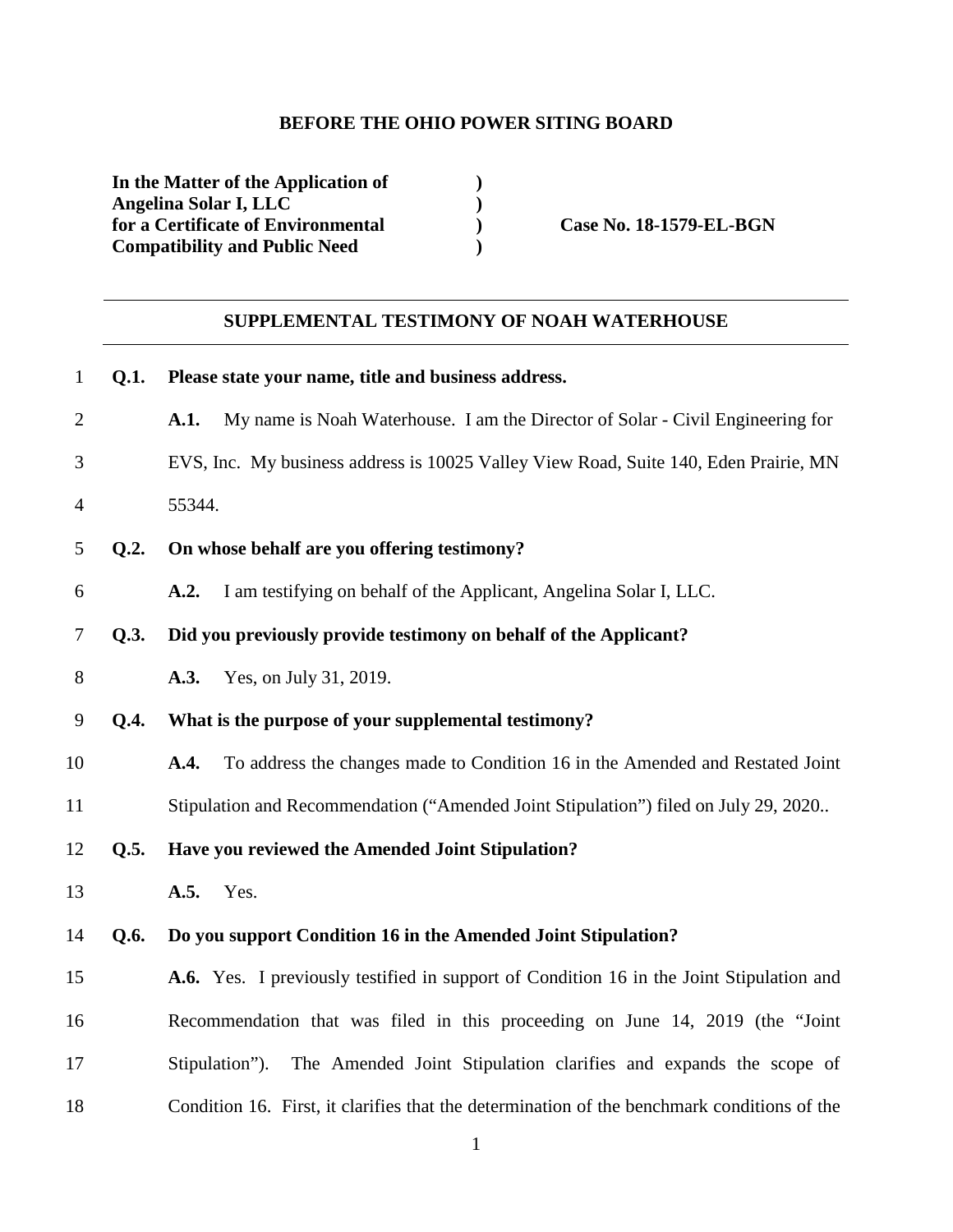**BEFORE THE OHIO POWER SITING BOARD**

**In the Matter of the Application of Angelina Solar I, LLC for a Certificate of Environmental Compatibility and Public Need** ) **Case No. 18-1579-EL-BGN**

## SUPPLEMENTAL TESTIMONY OF NOAH WATERHOUSE

**Q.1. Please state your name, title and business address.**

**A.1.** My name is Noah Waterhouse. I am the Director of Solar - Civil Engineering for EVS, Inc. My business address is 10025 Valley View Road, Suite 140, Eden Prairie, MN 55344.

**Q.2. On whose behalf are you offering testimony?**

**A.2.** I am testifying on behalf of the Applicant, Angelina Solar I, LLC.

**Q.3. Did you previously provide testimony on behalf of the Applicant?**

**A.3.** Yes, on July 31, 2019.

**Q.4. What is the purpose of your supplemental testimony?**

**A.4.** To address the changes made to Condition 16 in the Amended and Restated Joint Stipulation and Recommendation ("Amended Joint Stipulation") filed on July 29, 2020..

**Q.5. Have you reviewed the Amended Joint Stipulation?**

**A.5.** Yes.

**Q.6. Do you support Condition 16 in the Amended Joint Stipulation?**

**A.6.** Yes. I previously testified in support of Condition 16 in the Joint Stipulation and Recommendation that was filed in this proceeding on June 14, 2019 (the "Joint Stipulation"). The Amended Joint Stipulation clarifies and expands the scope of Condition 16. First, it clarifies that the determination of the benchmark conditions of the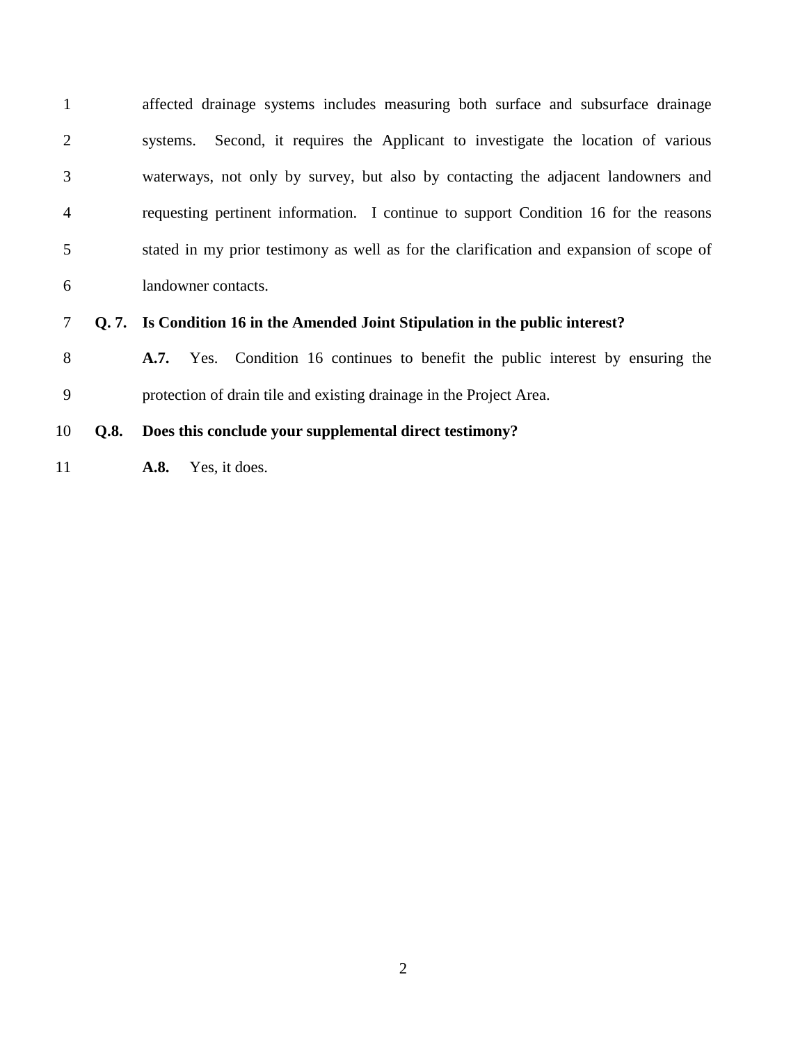affected drainage systems includes measuring both surface and subsurface drainage systems. Second, it requires the Applicant to investigate the location of various waterways, not only by survey, but also by contacting the adjacent landowners and requesting pertinent information. I continue to support Condition 16 for the reasons stated in my prior testimony as well as for the clarification and expansion of scope of landowner contacts.

**Q. 7. Is Condition 16 in the Amended Joint Stipulation in the public interest?**

**A.7.** Yes. Condition 16 continues to benefit the public interest by ensuring the protection of drain tile and existing drainage in the Project Area.

**Q.8. Does this conclude your supplemental direct testimony?**

**A.8.** Yes, it does.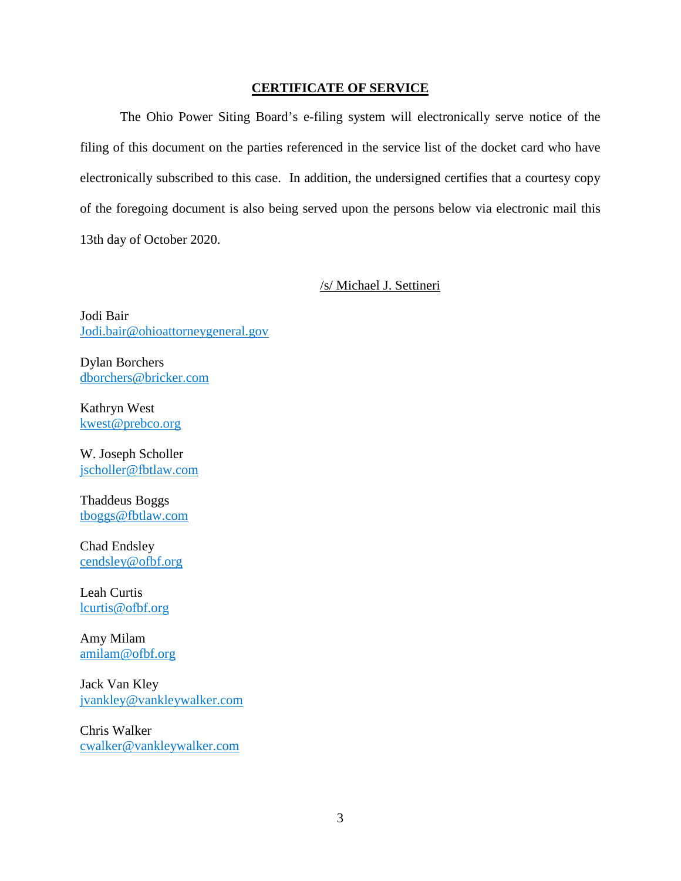**CERTIFICATE OF SERVICE**

The Ohio Power Siting Board's e-filing system will electronically serve notice of the filing of this document on the parties referenced in the service list of the docket card who have electronically subscribed to this case. In addition, the undersigned certifies that a courtesy copy of the foregoing document is also being served upon the persons below via electronic mail this 13th day of October 2020.

/s/ Michael J. Settineri

Jodi Bair
Jodi.bair@ohioattorneygeneral.gov

Dylan Borchers
dborchers@bricker.com

Kathryn West
kwest@prebco.org

W. Joseph Scholler
jscholler@fbtlaw.com

Thaddeus Boggs
tboggs@fbtlaw.com

Chad Endsley
cendsley@ofbf.org

Leah Curtis
lcurtis@ofbf.org

Amy Milam
amilam@ofbf.org

Jack Van Kley
jvankley@vankleywalker.com

Chris Walker
cwalker@vankleywalker.com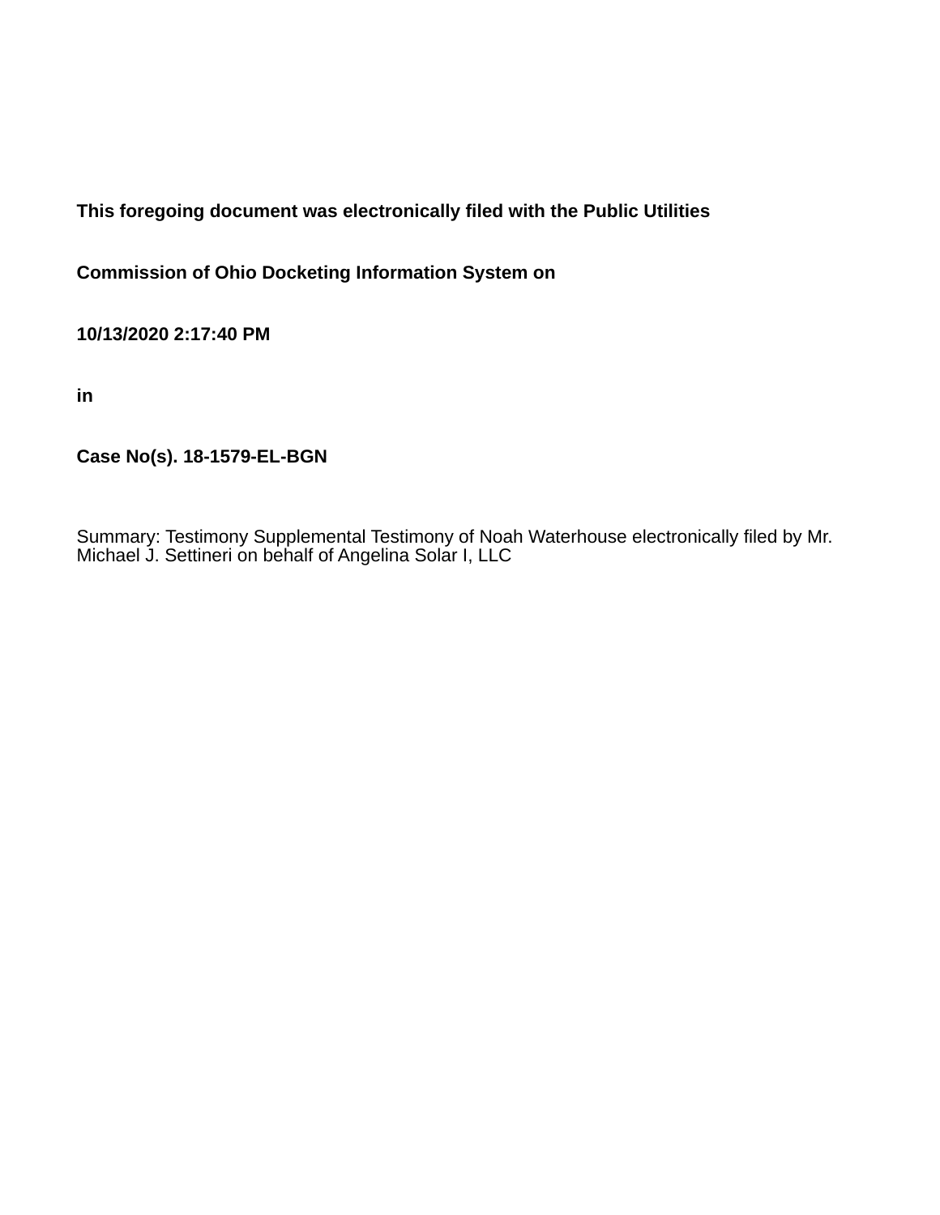**This foregoing document was electronically filed with the Public Utilities**

**Commission of Ohio Docketing Information System on**

**10/13/2020 2:17:40 PM**

**in**

**Case No(s). 18-1579-EL-BGN**

Summary: Testimony Supplemental Testimony of Noah Waterhouse electronically filed by Mr. Michael J. Settineri on behalf of Angelina Solar I, LLC